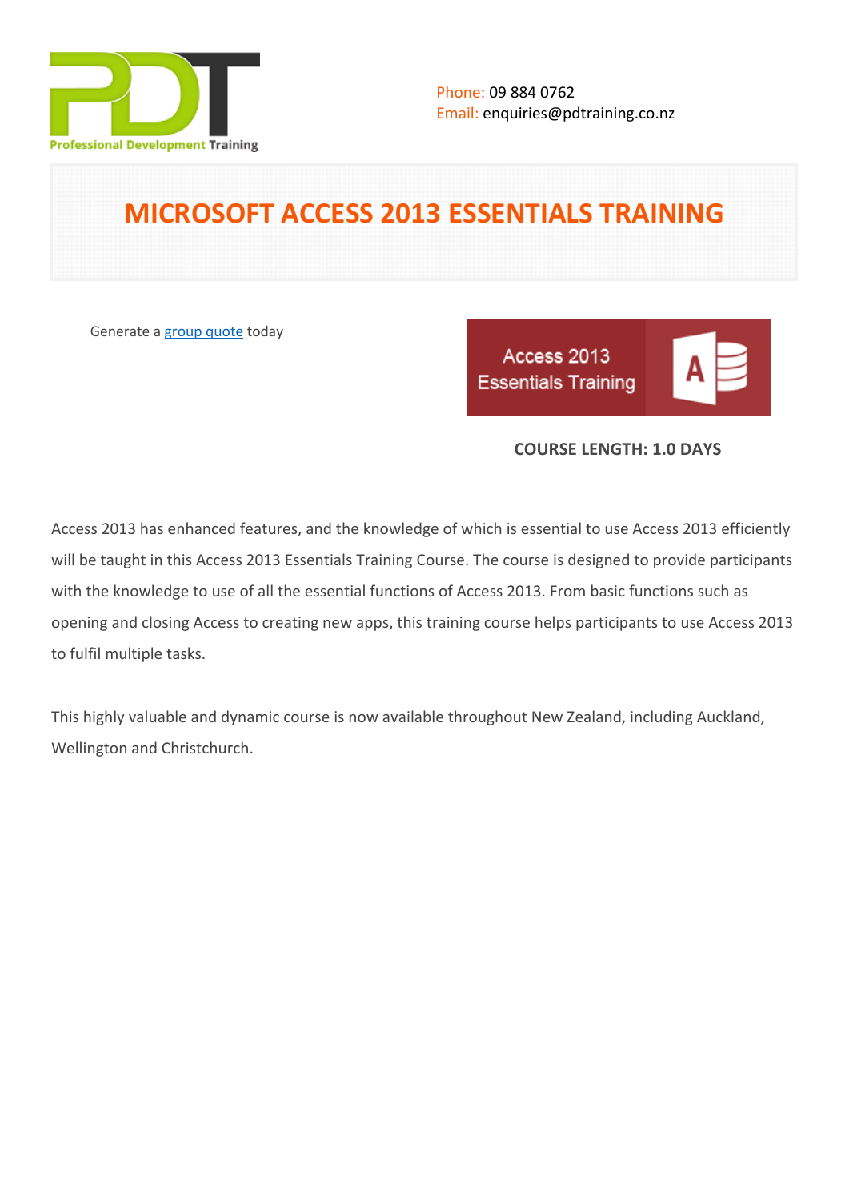Phone: 09 884 0762
Email: enquiries@pdtraining.co.nz

# MICROSOFT ACCESS 2013 ESSENTIALS TRAINING

Generate a [group quote](group quote) today

**COURSE LENGTH: 1.0 DAYS**

Access 2013 has enhanced features, and the knowledge of which is essential to use Access 2013 efficiently will be taught in this Access 2013 Essentials Training Course. The course is designed to provide participants with the knowledge to use of all the essential functions of Access 2013. From basic functions such as opening and closing Access to creating new apps, this training course helps participants to use Access 2013 to fulfil multiple tasks.

This highly valuable and dynamic course is now available throughout New Zealand, including Auckland, Wellington and Christchurch.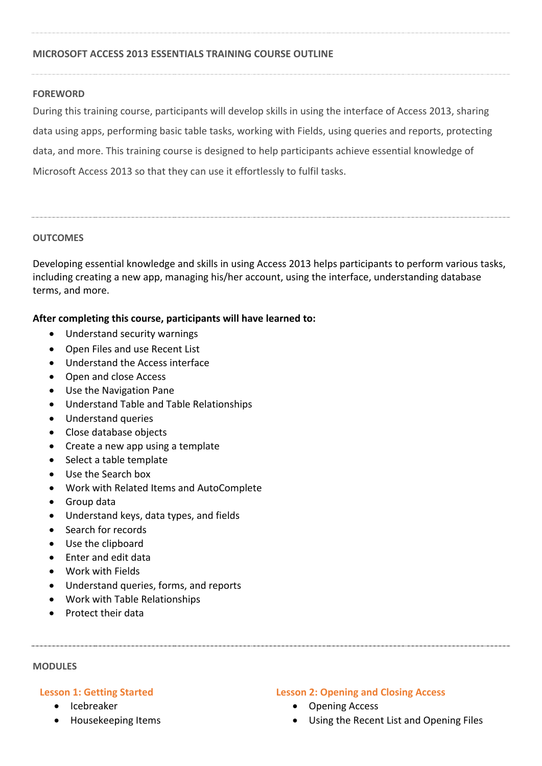## MICROSOFT ACCESS 2013 ESSENTIALS TRAINING COURSE OUTLINE

### FOREWORD

During this training course, participants will develop skills in using the interface of Access 2013, sharing data using apps, performing basic table tasks, working with Fields, using queries and reports, protecting data, and more. This training course is designed to help participants achieve essential knowledge of Microsoft Access 2013 so that they can use it effortlessly to fulfil tasks.

### OUTCOMES

Developing essential knowledge and skills in using Access 2013 helps participants to perform various tasks, including creating a new app, managing his/her account, using the interface, understanding database terms, and more.

**After completing this course, participants will have learned to:**

- Understand security warnings
- Open Files and use Recent List
- Understand the Access interface
- Open and close Access
- Use the Navigation Pane
- Understand Table and Table Relationships
- Understand queries
- Close database objects
- Create a new app using a template
- Select a table template
- Use the Search box
- Work with Related Items and AutoComplete
- Group data
- Understand keys, data types, and fields
- Search for records
- Use the clipboard
- Enter and edit data
- Work with Fields
- Understand queries, forms, and reports
- Work with Table Relationships
- Protect their data

### MODULES

#### Lesson 1: Getting Started

- Icebreaker
- Housekeeping Items

#### Lesson 2: Opening and Closing Access

- Opening Access
- Using the Recent List and Opening Files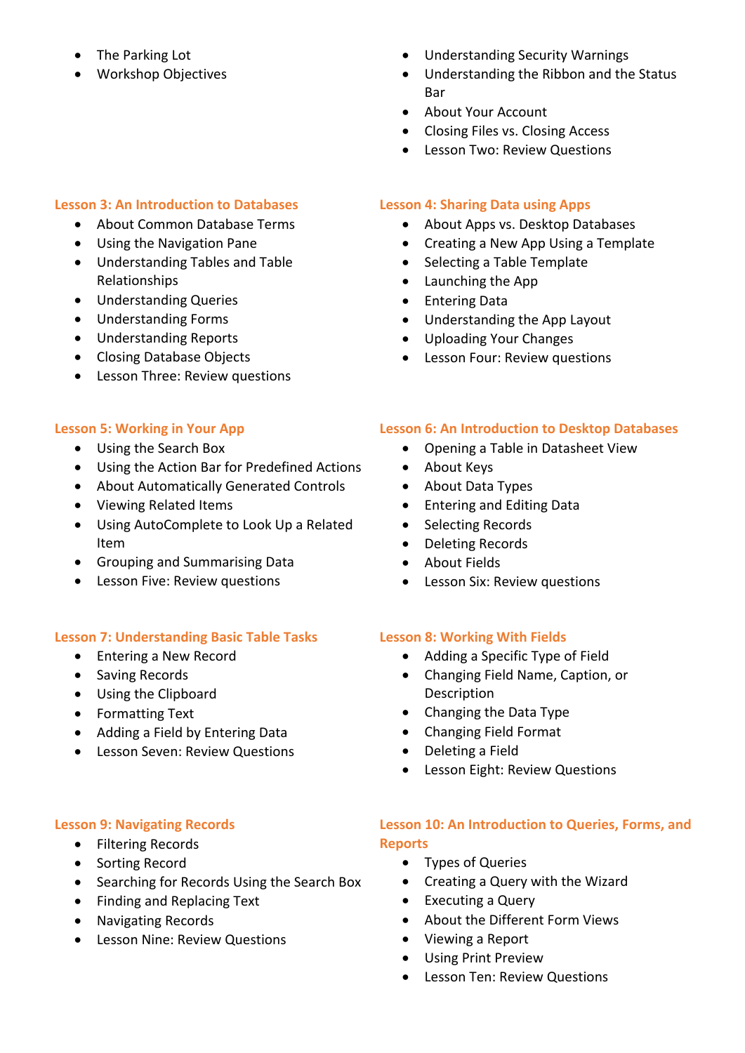- The Parking Lot
- Workshop Objectives

- Understanding Security Warnings
- Understanding the Ribbon and the Status Bar
- About Your Account
- Closing Files vs. Closing Access
- Lesson Two: Review Questions

**Lesson 3: An Introduction to Databases**

- About Common Database Terms
- Using the Navigation Pane
- Understanding Tables and Table Relationships
- Understanding Queries
- Understanding Forms
- Understanding Reports
- Closing Database Objects
- Lesson Three: Review questions

**Lesson 4: Sharing Data using Apps**

- About Apps vs. Desktop Databases
- Creating a New App Using a Template
- Selecting a Table Template
- Launching the App
- Entering Data
- Understanding the App Layout
- Uploading Your Changes
- Lesson Four: Review questions

**Lesson 5: Working in Your App**

- Using the Search Box
- Using the Action Bar for Predefined Actions
- About Automatically Generated Controls
- Viewing Related Items
- Using AutoComplete to Look Up a Related Item
- Grouping and Summarising Data
- Lesson Five: Review questions

**Lesson 6: An Introduction to Desktop Databases**

- Opening a Table in Datasheet View
- About Keys
- About Data Types
- Entering and Editing Data
- Selecting Records
- Deleting Records
- About Fields
- Lesson Six: Review questions

**Lesson 7: Understanding Basic Table Tasks**

- Entering a New Record
- Saving Records
- Using the Clipboard
- Formatting Text
- Adding a Field by Entering Data
- Lesson Seven: Review Questions

**Lesson 8: Working With Fields**

- Adding a Specific Type of Field
- Changing Field Name, Caption, or Description
- Changing the Data Type
- Changing Field Format
- Deleting a Field
- Lesson Eight: Review Questions

**Lesson 9: Navigating Records**

- Filtering Records
- Sorting Record
- Searching for Records Using the Search Box
- Finding and Replacing Text
- Navigating Records
- Lesson Nine: Review Questions

**Lesson 10: An Introduction to Queries, Forms, and Reports**

- Types of Queries
- Creating a Query with the Wizard
- Executing a Query
- About the Different Form Views
- Viewing a Report
- Using Print Preview
- Lesson Ten: Review Questions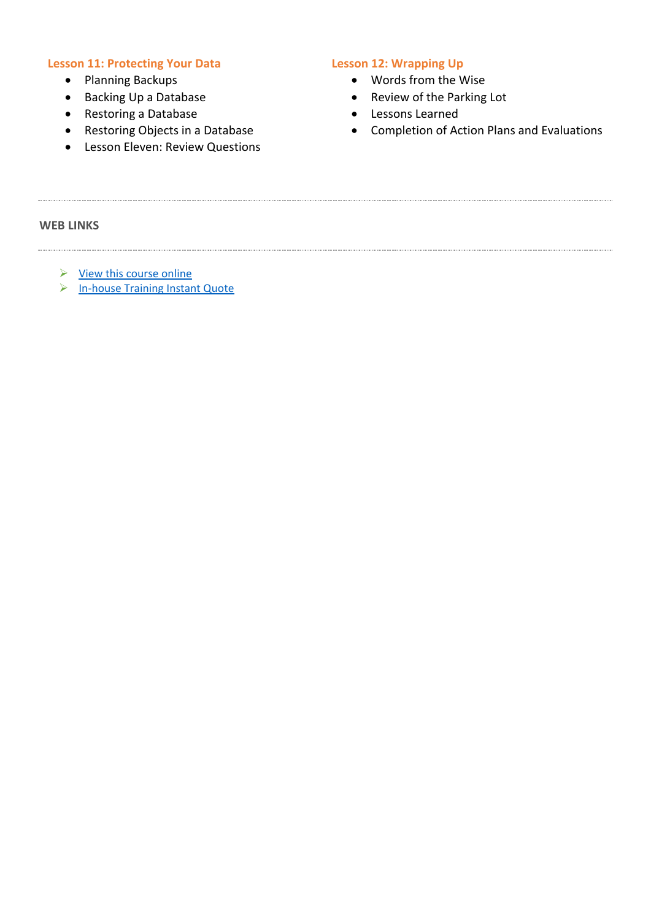### Lesson 11: Protecting Your Data

- Planning Backups
- Backing Up a Database
- Restoring a Database
- Restoring Objects in a Database
- Lesson Eleven: Review Questions

### Lesson 12: Wrapping Up

- Words from the Wise
- Review of the Parking Lot
- Lessons Learned
- Completion of Action Plans and Evaluations

---

## WEB LINKS

---

- View this course online
- In-house Training Instant Quote